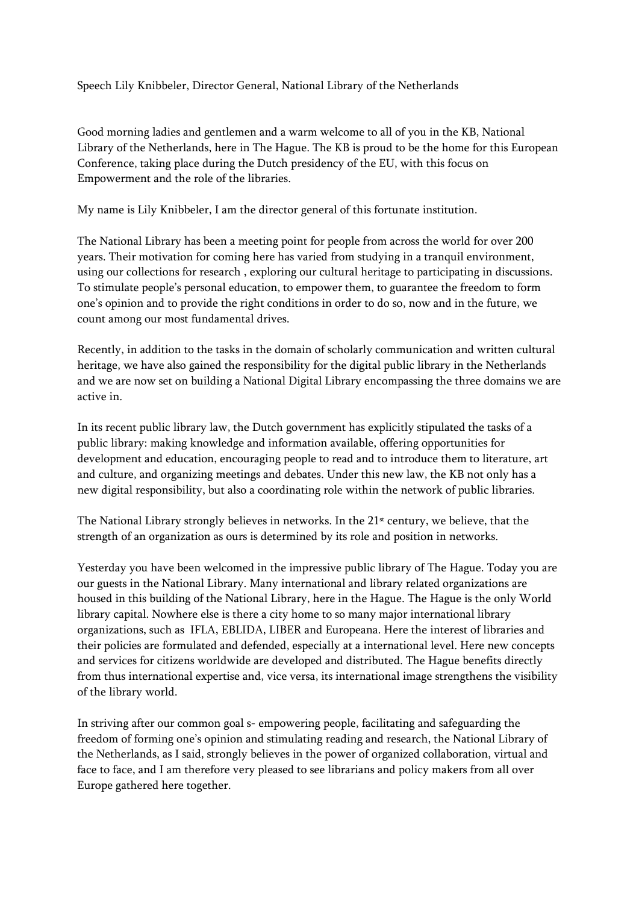Speech Lily Knibbeler, Director General, National Library of the Netherlands

Good morning ladies and gentlemen and a warm welcome to all of you in the KB, National Library of the Netherlands, here in The Hague. The KB is proud to be the home for this European Conference, taking place during the Dutch presidency of the EU, with this focus on Empowerment and the role of the libraries.

My name is Lily Knibbeler, I am the director general of this fortunate institution.

The National Library has been a meeting point for people from across the world for over 200 years. Their motivation for coming here has varied from studying in a tranquil environment, using our collections for research , exploring our cultural heritage to participating in discussions. To stimulate people's personal education, to empower them, to guarantee the freedom to form one's opinion and to provide the right conditions in order to do so, now and in the future, we count among our most fundamental drives.

Recently, in addition to the tasks in the domain of scholarly communication and written cultural heritage, we have also gained the responsibility for the digital public library in the Netherlands and we are now set on building a National Digital Library encompassing the three domains we are active in.

In its recent public library law, the Dutch government has explicitly stipulated the tasks of a public library: making knowledge and information available, offering opportunities for development and education, encouraging people to read and to introduce them to literature, art and culture, and organizing meetings and debates. Under this new law, the KB not only has a new digital responsibility, but also a coordinating role within the network of public libraries.

The National Library strongly believes in networks. In the 21st century, we believe, that the strength of an organization as ours is determined by its role and position in networks.

Yesterday you have been welcomed in the impressive public library of The Hague. Today you are our guests in the National Library. Many international and library related organizations are housed in this building of the National Library, here in the Hague. The Hague is the only World library capital. Nowhere else is there a city home to so many major international library organizations, such as IFLA, EBLIDA, LIBER and Europeana. Here the interest of libraries and their policies are formulated and defended, especially at a international level. Here new concepts and services for citizens worldwide are developed and distributed. The Hague benefits directly from thus international expertise and, vice versa, its international image strengthens the visibility of the library world.

In striving after our common goal s- empowering people, facilitating and safeguarding the freedom of forming one's opinion and stimulating reading and research, the National Library of the Netherlands, as I said, strongly believes in the power of organized collaboration, virtual and face to face, and I am therefore very pleased to see librarians and policy makers from all over Europe gathered here together.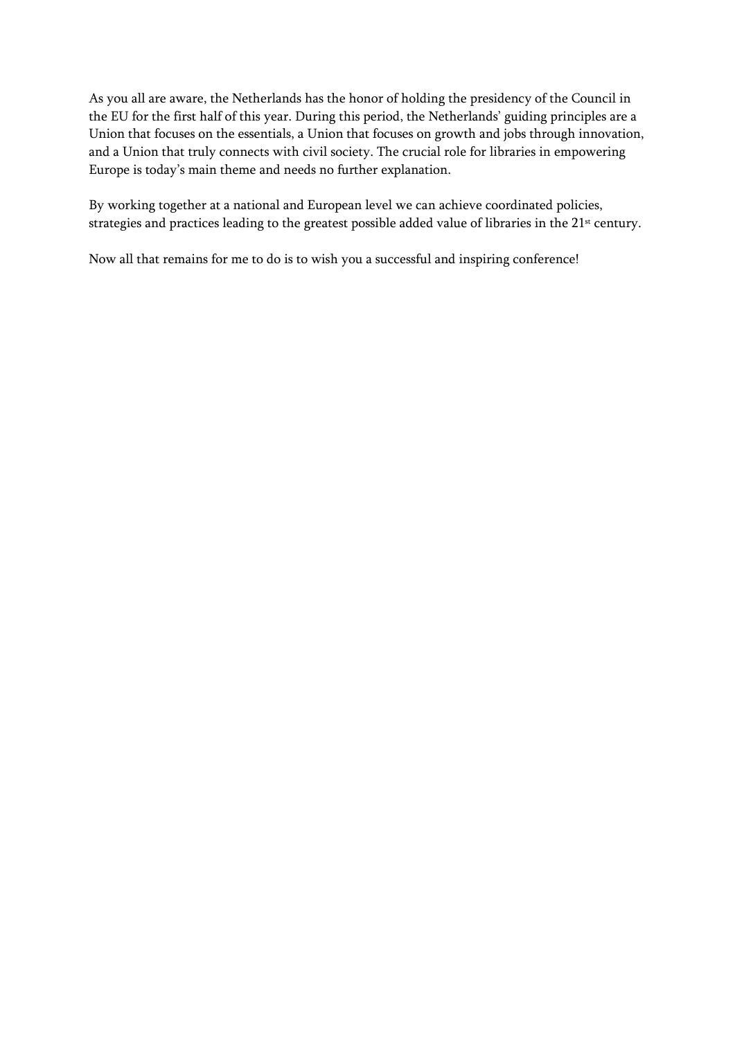As you all are aware, the Netherlands has the honor of holding the presidency of the Council in the EU for the first half of this year. During this period, the Netherlands' guiding principles are a Union that focuses on the essentials, a Union that focuses on growth and jobs through innovation, and a Union that truly connects with civil society. The crucial role for libraries in empowering Europe is today's main theme and needs no further explanation.

By working together at a national and European level we can achieve coordinated policies, strategies and practices leading to the greatest possible added value of libraries in the 21st century.

Now all that remains for me to do is to wish you a successful and inspiring conference!